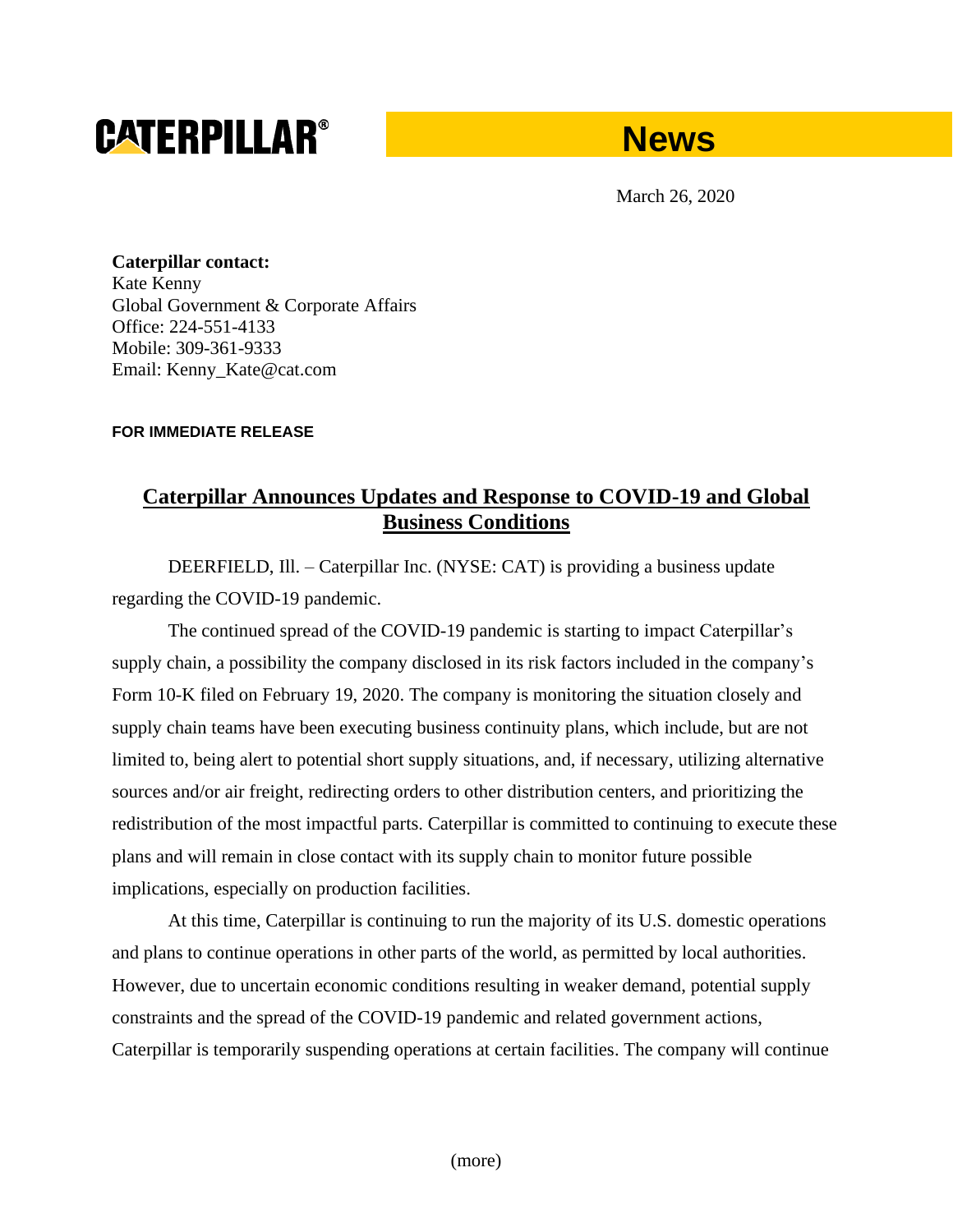**CATERPILLAR®** **News**

March 26, 2020

**Caterpillar contact:**
Kate Kenny
Global Government & Corporate Affairs
Office: 224-551-4133
Mobile: 309-361-9333
Email: Kenny_Kate@cat.com

**FOR IMMEDIATE RELEASE**

# Caterpillar Announces Updates and Response to COVID-19 and Global Business Conditions

DEERFIELD, Ill. – Caterpillar Inc. (NYSE: CAT) is providing a business update regarding the COVID-19 pandemic.

The continued spread of the COVID-19 pandemic is starting to impact Caterpillar's supply chain, a possibility the company disclosed in its risk factors included in the company's Form 10-K filed on February 19, 2020. The company is monitoring the situation closely and supply chain teams have been executing business continuity plans, which include, but are not limited to, being alert to potential short supply situations, and, if necessary, utilizing alternative sources and/or air freight, redirecting orders to other distribution centers, and prioritizing the redistribution of the most impactful parts. Caterpillar is committed to continuing to execute these plans and will remain in close contact with its supply chain to monitor future possible implications, especially on production facilities.

At this time, Caterpillar is continuing to run the majority of its U.S. domestic operations and plans to continue operations in other parts of the world, as permitted by local authorities. However, due to uncertain economic conditions resulting in weaker demand, potential supply constraints and the spread of the COVID-19 pandemic and related government actions, Caterpillar is temporarily suspending operations at certain facilities. The company will continue

(more)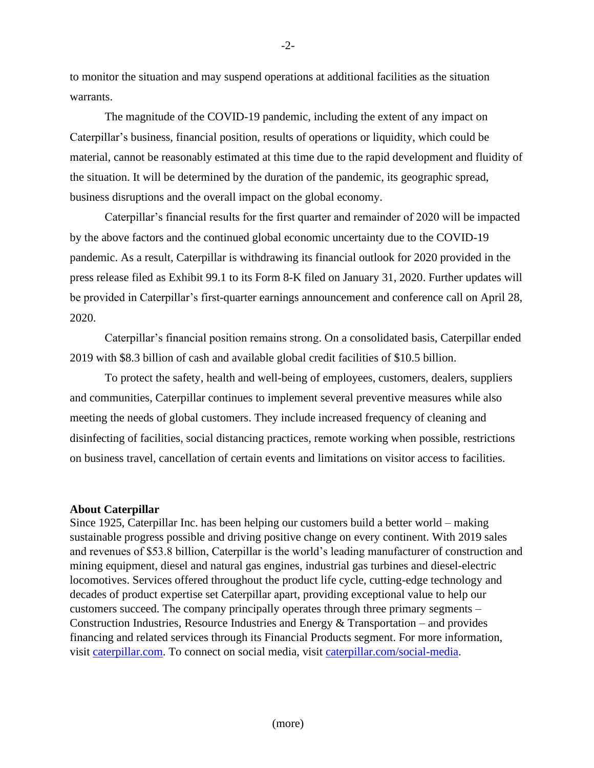to monitor the situation and may suspend operations at additional facilities as the situation warrants.

The magnitude of the COVID-19 pandemic, including the extent of any impact on Caterpillar's business, financial position, results of operations or liquidity, which could be material, cannot be reasonably estimated at this time due to the rapid development and fluidity of the situation. It will be determined by the duration of the pandemic, its geographic spread, business disruptions and the overall impact on the global economy.

Caterpillar's financial results for the first quarter and remainder of 2020 will be impacted by the above factors and the continued global economic uncertainty due to the COVID-19 pandemic. As a result, Caterpillar is withdrawing its financial outlook for 2020 provided in the press release filed as Exhibit 99.1 to its Form 8-K filed on January 31, 2020. Further updates will be provided in Caterpillar's first-quarter earnings announcement and conference call on April 28, 2020.

Caterpillar's financial position remains strong. On a consolidated basis, Caterpillar ended 2019 with $8.3 billion of cash and available global credit facilities of $10.5 billion.

To protect the safety, health and well-being of employees, customers, dealers, suppliers and communities, Caterpillar continues to implement several preventive measures while also meeting the needs of global customers. They include increased frequency of cleaning and disinfecting of facilities, social distancing practices, remote working when possible, restrictions on business travel, cancellation of certain events and limitations on visitor access to facilities.

**About Caterpillar**

Since 1925, Caterpillar Inc. has been helping our customers build a better world – making sustainable progress possible and driving positive change on every continent. With 2019 sales and revenues of $53.8 billion, Caterpillar is the world's leading manufacturer of construction and mining equipment, diesel and natural gas engines, industrial gas turbines and diesel-electric locomotives. Services offered throughout the product life cycle, cutting-edge technology and decades of product expertise set Caterpillar apart, providing exceptional value to help our customers succeed. The company principally operates through three primary segments – Construction Industries, Resource Industries and Energy & Transportation – and provides financing and related services through its Financial Products segment. For more information, visit caterpillar.com. To connect on social media, visit caterpillar.com/social-media.

(more)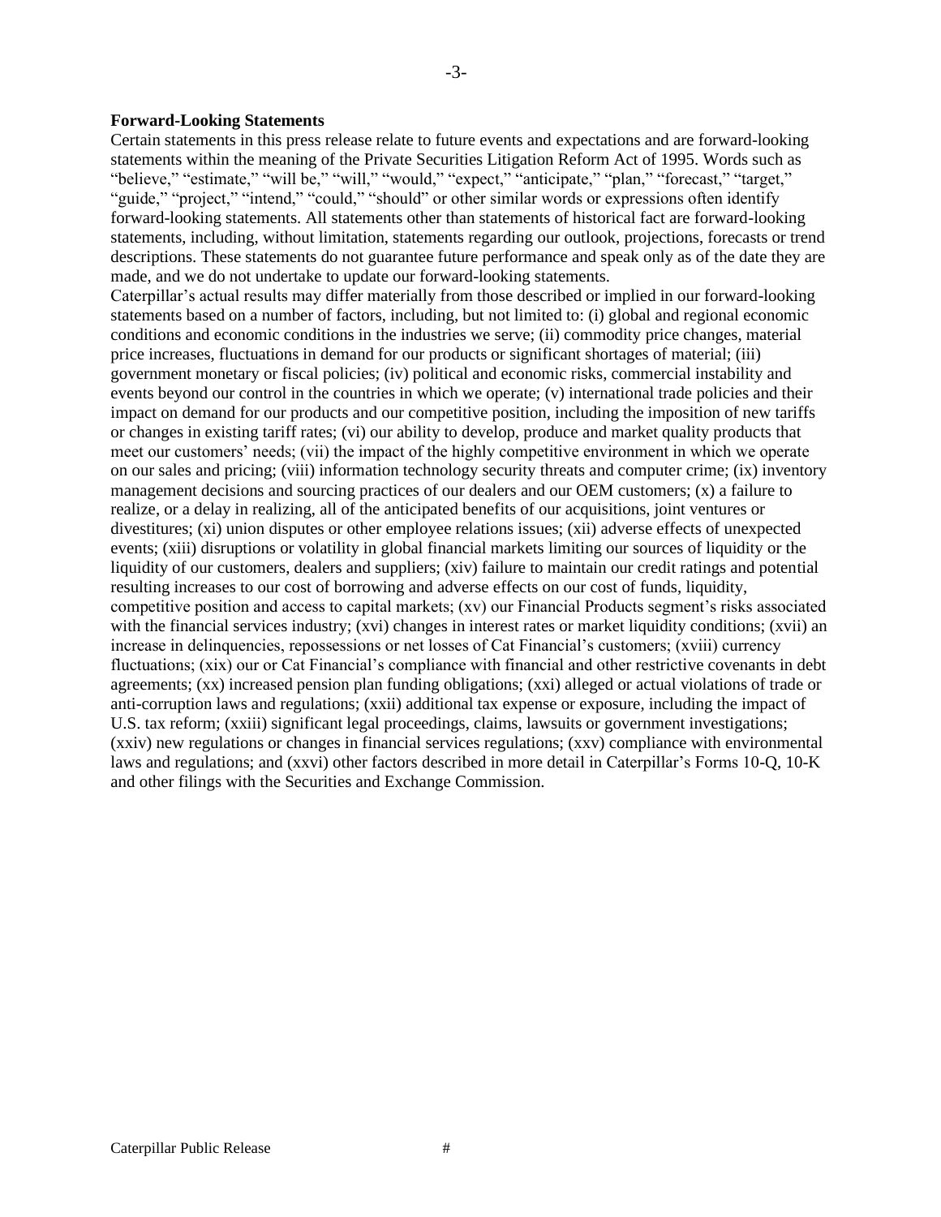**Forward-Looking Statements**

Certain statements in this press release relate to future events and expectations and are forward-looking statements within the meaning of the Private Securities Litigation Reform Act of 1995. Words such as "believe," "estimate," "will be," "will," "would," "expect," "anticipate," "plan," "forecast," "target," "guide," "project," "intend," "could," "should" or other similar words or expressions often identify forward-looking statements. All statements other than statements of historical fact are forward-looking statements, including, without limitation, statements regarding our outlook, projections, forecasts or trend descriptions. These statements do not guarantee future performance and speak only as of the date they are made, and we do not undertake to update our forward-looking statements.

Caterpillar's actual results may differ materially from those described or implied in our forward-looking statements based on a number of factors, including, but not limited to: (i) global and regional economic conditions and economic conditions in the industries we serve; (ii) commodity price changes, material price increases, fluctuations in demand for our products or significant shortages of material; (iii) government monetary or fiscal policies; (iv) political and economic risks, commercial instability and events beyond our control in the countries in which we operate; (v) international trade policies and their impact on demand for our products and our competitive position, including the imposition of new tariffs or changes in existing tariff rates; (vi) our ability to develop, produce and market quality products that meet our customers' needs; (vii) the impact of the highly competitive environment in which we operate on our sales and pricing; (viii) information technology security threats and computer crime; (ix) inventory management decisions and sourcing practices of our dealers and our OEM customers; (x) a failure to realize, or a delay in realizing, all of the anticipated benefits of our acquisitions, joint ventures or divestitures; (xi) union disputes or other employee relations issues; (xii) adverse effects of unexpected events; (xiii) disruptions or volatility in global financial markets limiting our sources of liquidity or the liquidity of our customers, dealers and suppliers; (xiv) failure to maintain our credit ratings and potential resulting increases to our cost of borrowing and adverse effects on our cost of funds, liquidity, competitive position and access to capital markets; (xv) our Financial Products segment's risks associated with the financial services industry; (xvi) changes in interest rates or market liquidity conditions; (xvii) an increase in delinquencies, repossessions or net losses of Cat Financial's customers; (xviii) currency fluctuations; (xix) our or Cat Financial's compliance with financial and other restrictive covenants in debt agreements; (xx) increased pension plan funding obligations; (xxi) alleged or actual violations of trade or anti-corruption laws and regulations; (xxii) additional tax expense or exposure, including the impact of U.S. tax reform; (xxiii) significant legal proceedings, claims, lawsuits or government investigations; (xxiv) new regulations or changes in financial services regulations; (xxv) compliance with environmental laws and regulations; and (xxvi) other factors described in more detail in Caterpillar's Forms 10-Q, 10-K and other filings with the Securities and Exchange Commission.

#